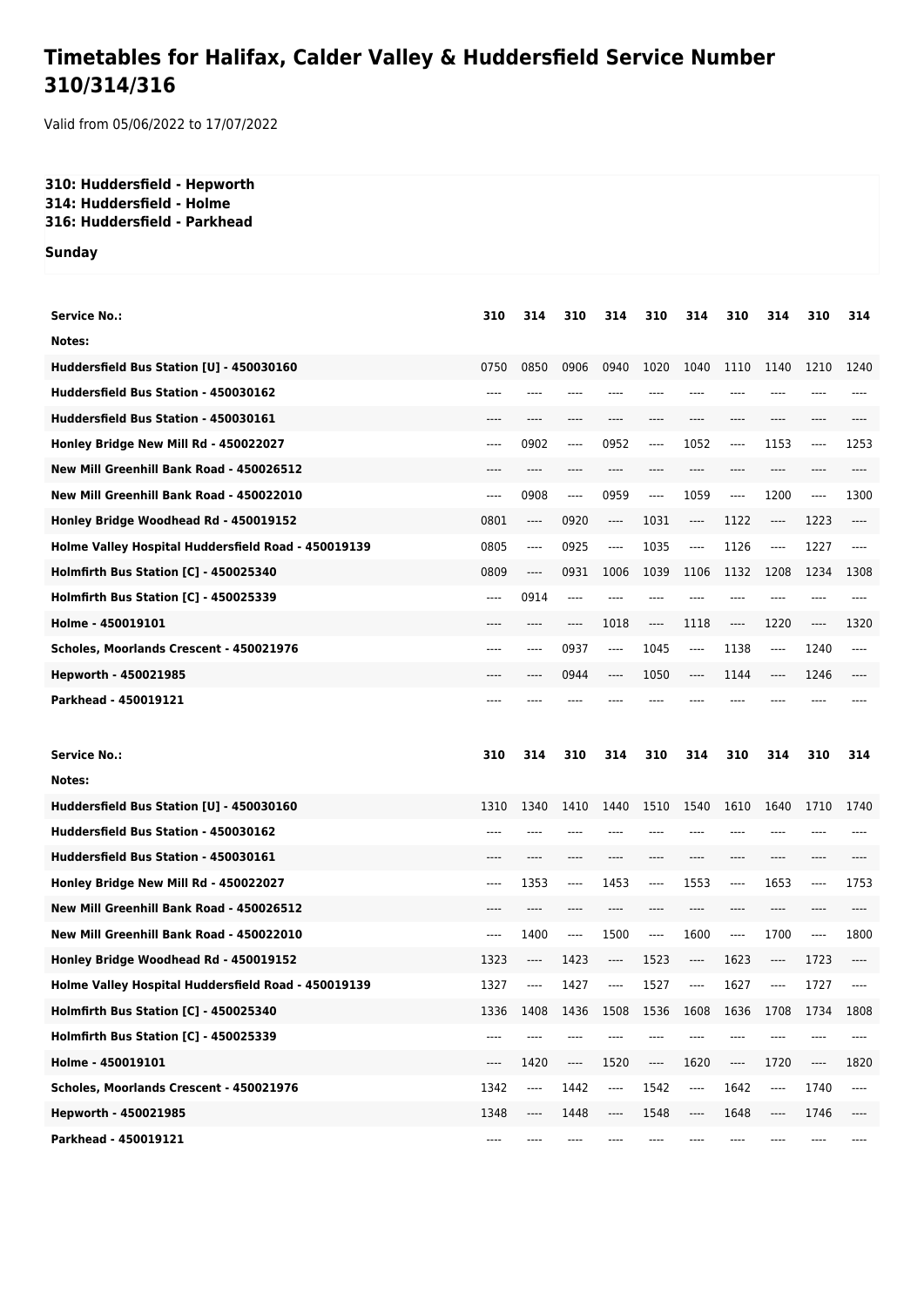# Timetables for Halifax, Calder Valley & Huddersfield Service Number 310/314/316

Valid from 05/06/2022 to 17/07/2022

**310: Huddersfield - Hepworth**
**314: Huddersfield - Holme**
**316: Huddersfield - Parkhead**

**Sunday**

| Service No.: | 310 | 314 | 310 | 314 | 310 | 314 | 310 | 314 | 310 | 314 |
|---|---|---|---|---|---|---|---|---|---|---|
| Notes: | | | | | | | | | | |
| Huddersfield Bus Station [U] - 450030160 | 0750 | 0850 | 0906 | 0940 | 1020 | 1040 | 1110 | 1140 | 1210 | 1240 |
| Huddersfield Bus Station - 450030162 | ---- | ---- | ---- | ---- | ---- | ---- | ---- | ---- | ---- | ---- |
| Huddersfield Bus Station - 450030161 | ---- | ---- | ---- | ---- | ---- | ---- | ---- | ---- | ---- | ---- |
| Honley Bridge New Mill Rd - 450022027 | ---- | 0902 | ---- | 0952 | ---- | 1052 | ---- | 1153 | ---- | 1253 |
| New Mill Greenhill Bank Road - 450026512 | ---- | ---- | ---- | ---- | ---- | ---- | ---- | ---- | ---- | ---- |
| New Mill Greenhill Bank Road - 450022010 | ---- | 0908 | ---- | 0959 | ---- | 1059 | ---- | 1200 | ---- | 1300 |
| Honley Bridge Woodhead Rd - 450019152 | 0801 | ---- | 0920 | ---- | 1031 | ---- | 1122 | ---- | 1223 | ---- |
| Holme Valley Hospital Huddersfield Road - 450019139 | 0805 | ---- | 0925 | ---- | 1035 | ---- | 1126 | ---- | 1227 | ---- |
| Holmfirth Bus Station [C] - 450025340 | 0809 | ---- | 0931 | 1006 | 1039 | 1106 | 1132 | 1208 | 1234 | 1308 |
| Holmfirth Bus Station [C] - 450025339 | ---- | 0914 | ---- | ---- | ---- | ---- | ---- | ---- | ---- | ---- |
| Holme - 450019101 | ---- | ---- | ---- | 1018 | ---- | 1118 | ---- | 1220 | ---- | 1320 |
| Scholes, Moorlands Crescent - 450021976 | ---- | ---- | 0937 | ---- | 1045 | ---- | 1138 | ---- | 1240 | ---- |
| Hepworth - 450021985 | ---- | ---- | 0944 | ---- | 1050 | ---- | 1144 | ---- | 1246 | ---- |
| Parkhead - 450019121 | ---- | ---- | ---- | ---- | ---- | ---- | ---- | ---- | ---- | ---- |

| Service No.: | 310 | 314 | 310 | 314 | 310 | 314 | 310 | 314 | 310 | 314 |
|---|---|---|---|---|---|---|---|---|---|---|
| Notes: | | | | | | | | | | |
| Huddersfield Bus Station [U] - 450030160 | 1310 | 1340 | 1410 | 1440 | 1510 | 1540 | 1610 | 1640 | 1710 | 1740 |
| Huddersfield Bus Station - 450030162 | ---- | ---- | ---- | ---- | ---- | ---- | ---- | ---- | ---- | ---- |
| Huddersfield Bus Station - 450030161 | ---- | ---- | ---- | ---- | ---- | ---- | ---- | ---- | ---- | ---- |
| Honley Bridge New Mill Rd - 450022027 | ---- | 1353 | ---- | 1453 | ---- | 1553 | ---- | 1653 | ---- | 1753 |
| New Mill Greenhill Bank Road - 450026512 | ---- | ---- | ---- | ---- | ---- | ---- | ---- | ---- | ---- | ---- |
| New Mill Greenhill Bank Road - 450022010 | ---- | 1400 | ---- | 1500 | ---- | 1600 | ---- | 1700 | ---- | 1800 |
| Honley Bridge Woodhead Rd - 450019152 | 1323 | ---- | 1423 | ---- | 1523 | ---- | 1623 | ---- | 1723 | ---- |
| Holme Valley Hospital Huddersfield Road - 450019139 | 1327 | ---- | 1427 | ---- | 1527 | ---- | 1627 | ---- | 1727 | ---- |
| Holmfirth Bus Station [C] - 450025340 | 1336 | 1408 | 1436 | 1508 | 1536 | 1608 | 1636 | 1708 | 1734 | 1808 |
| Holmfirth Bus Station [C] - 450025339 | ---- | ---- | ---- | ---- | ---- | ---- | ---- | ---- | ---- | ---- |
| Holme - 450019101 | ---- | 1420 | ---- | 1520 | ---- | 1620 | ---- | 1720 | ---- | 1820 |
| Scholes, Moorlands Crescent - 450021976 | 1342 | ---- | 1442 | ---- | 1542 | ---- | 1642 | ---- | 1740 | ---- |
| Hepworth - 450021985 | 1348 | ---- | 1448 | ---- | 1548 | ---- | 1648 | ---- | 1746 | ---- |
| Parkhead - 450019121 | ---- | ---- | ---- | ---- | ---- | ---- | ---- | ---- | ---- | ---- |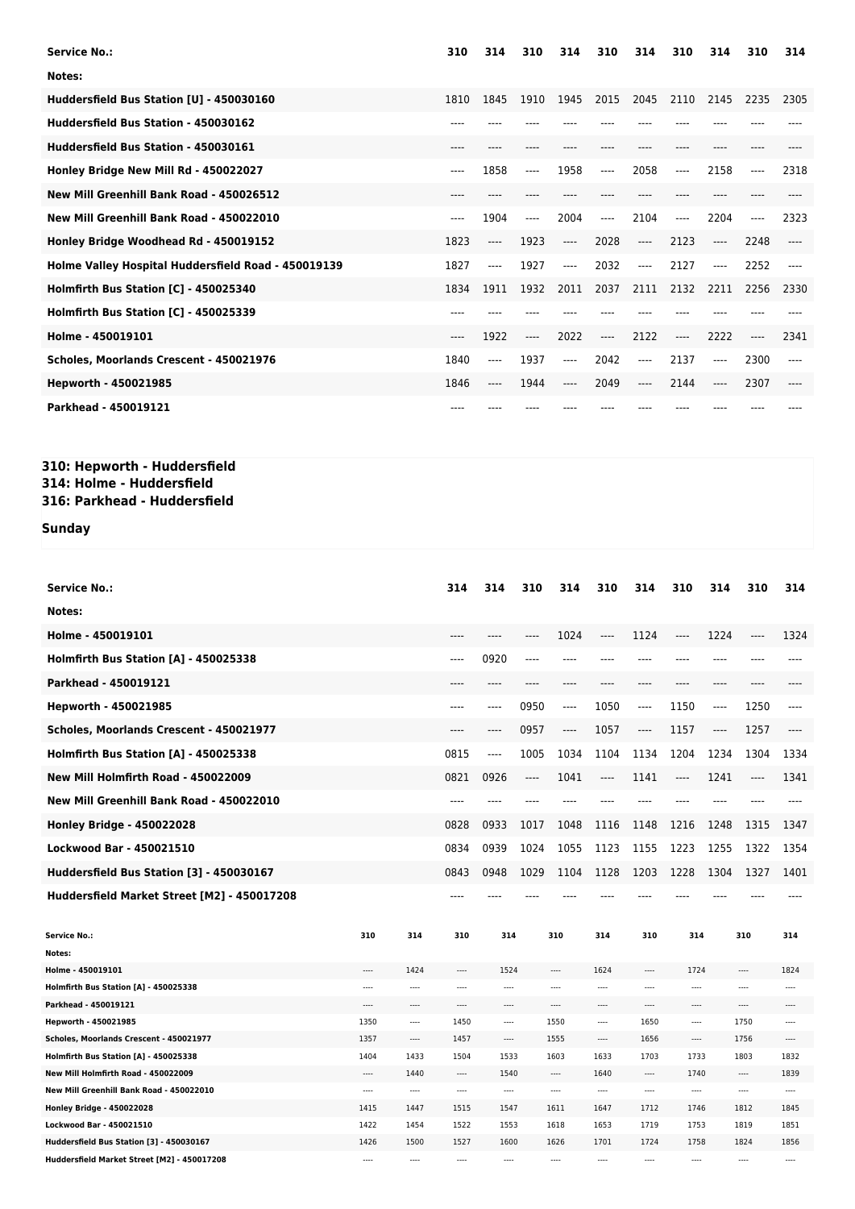| Service No.: | 310 | 314 | 310 | 314 | 310 | 314 | 310 | 314 | 310 | 314 |
|---|---|---|---|---|---|---|---|---|---|---|
| Notes: | | | | | | | | | | |
| Huddersfield Bus Station [U] - 450030160 | 1810 | 1845 | 1910 | 1945 | 2015 | 2045 | 2110 | 2145 | 2235 | 2305 |
| Huddersfield Bus Station - 450030162 | ---- | ---- | ---- | ---- | ---- | ---- | ---- | ---- | ---- | ---- |
| Huddersfield Bus Station - 450030161 | ---- | ---- | ---- | ---- | ---- | ---- | ---- | ---- | ---- | ---- |
| Honley Bridge New Mill Rd - 450022027 | ---- | 1858 | ---- | 1958 | ---- | 2058 | ---- | 2158 | ---- | 2318 |
| New Mill Greenhill Bank Road - 450026512 | ---- | ---- | ---- | ---- | ---- | ---- | ---- | ---- | ---- | ---- |
| New Mill Greenhill Bank Road - 450022010 | ---- | 1904 | ---- | 2004 | ---- | 2104 | ---- | 2204 | ---- | 2323 |
| Honley Bridge Woodhead Rd - 450019152 | 1823 | ---- | 1923 | ---- | 2028 | ---- | 2123 | ---- | 2248 | ---- |
| Holme Valley Hospital Huddersfield Road - 450019139 | 1827 | ---- | 1927 | ---- | 2032 | ---- | 2127 | ---- | 2252 | ---- |
| Holmfirth Bus Station [C] - 450025340 | 1834 | 1911 | 1932 | 2011 | 2037 | 2111 | 2132 | 2211 | 2256 | 2330 |
| Holmfirth Bus Station [C] - 450025339 | ---- | ---- | ---- | ---- | ---- | ---- | ---- | ---- | ---- | ---- |
| Holme - 450019101 | ---- | 1922 | ---- | 2022 | ---- | 2122 | ---- | 2222 | ---- | 2341 |
| Scholes, Moorlands Crescent - 450021976 | 1840 | ---- | 1937 | ---- | 2042 | ---- | 2137 | ---- | 2300 | ---- |
| Hepworth - 450021985 | 1846 | ---- | 1944 | ---- | 2049 | ---- | 2144 | ---- | 2307 | ---- |
| Parkhead - 450019121 | ---- | ---- | ---- | ---- | ---- | ---- | ---- | ---- | ---- | ---- |

## 310: Hepworth - Huddersfield
## 314: Holme - Huddersfield
## 316: Parkhead - Huddersfield

### Sunday

| Service No.: | 314 | 314 | 310 | 314 | 310 | 314 | 310 | 314 | 310 | 314 |
|---|---|---|---|---|---|---|---|---|---|---|
| Notes: | | | | | | | | | | |
| Holme - 450019101 | ---- | ---- | ---- | 1024 | ---- | 1124 | ---- | 1224 | ---- | 1324 |
| Holmfirth Bus Station [A] - 450025338 | ---- | 0920 | ---- | ---- | ---- | ---- | ---- | ---- | ---- | ---- |
| Parkhead - 450019121 | ---- | ---- | ---- | ---- | ---- | ---- | ---- | ---- | ---- | ---- |
| Hepworth - 450021985 | ---- | ---- | 0950 | ---- | 1050 | ---- | 1150 | ---- | 1250 | ---- |
| Scholes, Moorlands Crescent - 450021977 | ---- | ---- | 0957 | ---- | 1057 | ---- | 1157 | ---- | 1257 | ---- |
| Holmfirth Bus Station [A] - 450025338 | 0815 | ---- | 1005 | 1034 | 1104 | 1134 | 1204 | 1234 | 1304 | 1334 |
| New Mill Holmfirth Road - 450022009 | 0821 | 0926 | ---- | 1041 | ---- | 1141 | ---- | 1241 | ---- | 1341 |
| New Mill Greenhill Bank Road - 450022010 | ---- | ---- | ---- | ---- | ---- | ---- | ---- | ---- | ---- | ---- |
| Honley Bridge - 450022028 | 0828 | 0933 | 1017 | 1048 | 1116 | 1148 | 1216 | 1248 | 1315 | 1347 |
| Lockwood Bar - 450021510 | 0834 | 0939 | 1024 | 1055 | 1123 | 1155 | 1223 | 1255 | 1322 | 1354 |
| Huddersfield Bus Station [3] - 450030167 | 0843 | 0948 | 1029 | 1104 | 1128 | 1203 | 1228 | 1304 | 1327 | 1401 |
| Huddersfield Market Street [M2] - 450017208 | ---- | ---- | ---- | ---- | ---- | ---- | ---- | ---- | ---- | ---- |

| Service No.: | 310 | 314 | 310 | 314 | 310 | 314 | 310 | 314 | 310 | 314 |
|---|---|---|---|---|---|---|---|---|---|---|
| Notes: | | | | | | | | | | |
| Holme - 450019101 | ---- | 1424 | ---- | 1524 | ---- | 1624 | ---- | 1724 | ---- | 1824 |
| Holmfirth Bus Station [A] - 450025338 | ---- | ---- | ---- | ---- | ---- | ---- | ---- | ---- | ---- | ---- |
| Parkhead - 450019121 | ---- | ---- | ---- | ---- | ---- | ---- | ---- | ---- | ---- | ---- |
| Hepworth - 450021985 | 1350 | ---- | 1450 | ---- | 1550 | ---- | 1650 | ---- | 1750 | ---- |
| Scholes, Moorlands Crescent - 450021977 | 1357 | ---- | 1457 | ---- | 1555 | ---- | 1656 | ---- | 1756 | ---- |
| Holmfirth Bus Station [A] - 450025338 | 1404 | 1433 | 1504 | 1533 | 1603 | 1633 | 1703 | 1733 | 1803 | 1832 |
| New Mill Holmfirth Road - 450022009 | ---- | 1440 | ---- | 1540 | ---- | 1640 | ---- | 1740 | ---- | 1839 |
| New Mill Greenhill Bank Road - 450022010 | ---- | ---- | ---- | ---- | ---- | ---- | ---- | ---- | ---- | ---- |
| Honley Bridge - 450022028 | 1415 | 1447 | 1515 | 1547 | 1611 | 1647 | 1712 | 1746 | 1812 | 1845 |
| Lockwood Bar - 450021510 | 1422 | 1454 | 1522 | 1553 | 1618 | 1653 | 1719 | 1753 | 1819 | 1851 |
| Huddersfield Bus Station [3] - 450030167 | 1426 | 1500 | 1527 | 1600 | 1626 | 1701 | 1724 | 1758 | 1824 | 1856 |
| Huddersfield Market Street [M2] - 450017208 | ---- | ---- | ---- | ---- | ---- | ---- | ---- | ---- | ---- | ---- |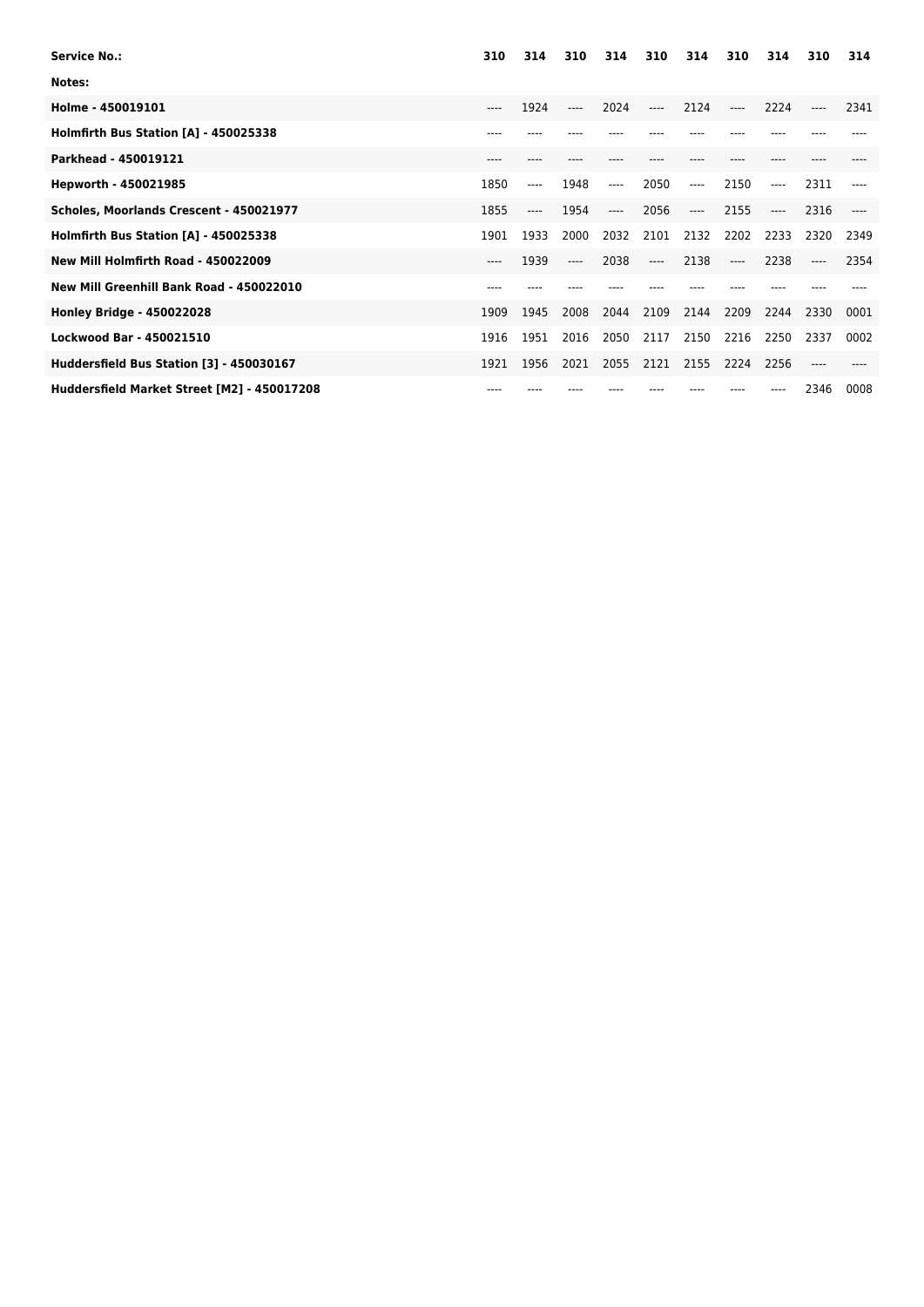| Service No.: | 310 | 314 | 310 | 314 | 310 | 314 | 310 | 314 | 310 | 314 |
|---|---|---|---|---|---|---|---|---|---|---|
| Notes: | | | | | | | | | | |
| Holme - 450019101 | ---- | 1924 | ---- | 2024 | ---- | 2124 | ---- | 2224 | ---- | 2341 |
| Holmfirth Bus Station [A] - 450025338 | ---- | ---- | ---- | ---- | ---- | ---- | ---- | ---- | ---- | ---- |
| Parkhead - 450019121 | ---- | ---- | ---- | ---- | ---- | ---- | ---- | ---- | ---- | ---- |
| Hepworth - 450021985 | 1850 | ---- | 1948 | ---- | 2050 | ---- | 2150 | ---- | 2311 | ---- |
| Scholes, Moorlands Crescent - 450021977 | 1855 | ---- | 1954 | ---- | 2056 | ---- | 2155 | ---- | 2316 | ---- |
| Holmfirth Bus Station [A] - 450025338 | 1901 | 1933 | 2000 | 2032 | 2101 | 2132 | 2202 | 2233 | 2320 | 2349 |
| New Mill Holmfirth Road - 450022009 | ---- | 1939 | ---- | 2038 | ---- | 2138 | ---- | 2238 | ---- | 2354 |
| New Mill Greenhill Bank Road - 450022010 | ---- | ---- | ---- | ---- | ---- | ---- | ---- | ---- | ---- | ---- |
| Honley Bridge - 450022028 | 1909 | 1945 | 2008 | 2044 | 2109 | 2144 | 2209 | 2244 | 2330 | 0001 |
| Lockwood Bar - 450021510 | 1916 | 1951 | 2016 | 2050 | 2117 | 2150 | 2216 | 2250 | 2337 | 0002 |
| Huddersfield Bus Station [3] - 450030167 | 1921 | 1956 | 2021 | 2055 | 2121 | 2155 | 2224 | 2256 | ---- | ---- |
| Huddersfield Market Street [M2] - 450017208 | ---- | ---- | ---- | ---- | ---- | ---- | ---- | ---- | 2346 | 0008 |